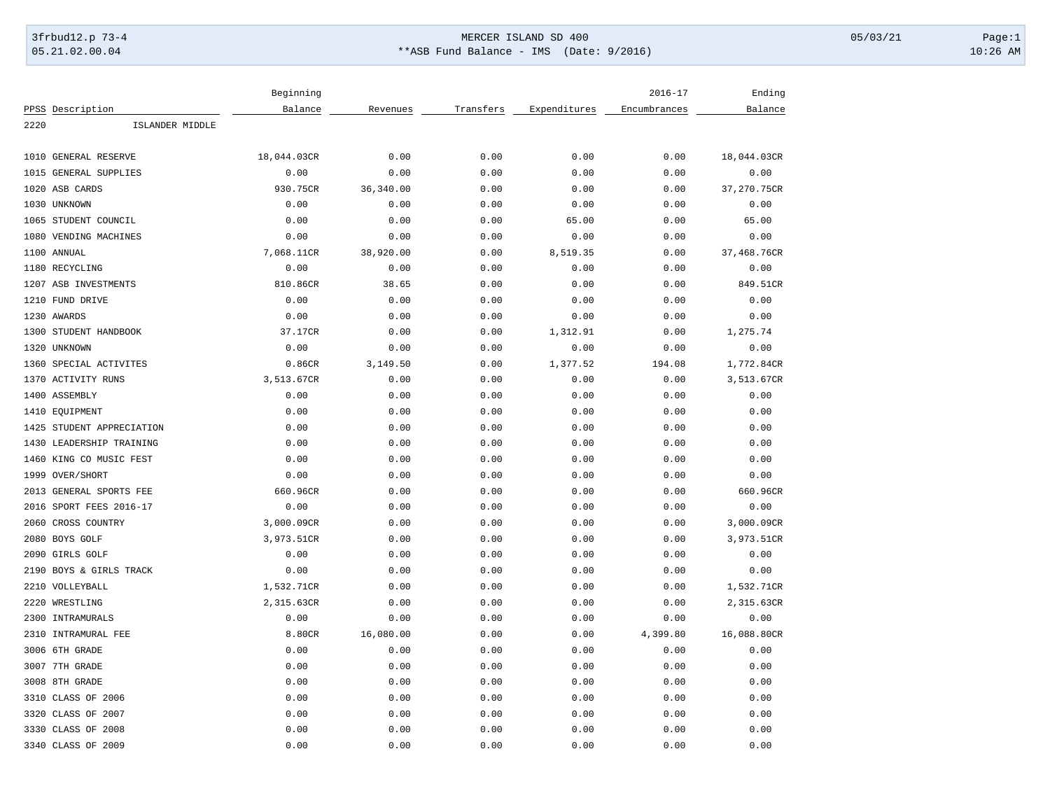**MERCER ISLAND SD 400**

**ASB Fund Balance - IMS (Date: 9/2016)**

| PPSS | Description | Beginning Balance | Revenues | Transfers | Expenditures | 2016-17 Encumbrances | Ending Balance |
|---|---|---|---|---|---|---|---|
| 2220 | ISLANDER MIDDLE | | | | | | |
| 1010 | GENERAL RESERVE | 18,044.03CR | 0.00 | 0.00 | 0.00 | 0.00 | 18,044.03CR |
| 1015 | GENERAL SUPPLIES | 0.00 | 0.00 | 0.00 | 0.00 | 0.00 | 0.00 |
| 1020 | ASB CARDS | 930.75CR | 36,340.00 | 0.00 | 0.00 | 0.00 | 37,270.75CR |
| 1030 | UNKNOWN | 0.00 | 0.00 | 0.00 | 0.00 | 0.00 | 0.00 |
| 1065 | STUDENT COUNCIL | 0.00 | 0.00 | 0.00 | 65.00 | 0.00 | 65.00 |
| 1080 | VENDING MACHINES | 0.00 | 0.00 | 0.00 | 0.00 | 0.00 | 0.00 |
| 1100 | ANNUAL | 7,068.11CR | 38,920.00 | 0.00 | 8,519.35 | 0.00 | 37,468.76CR |
| 1180 | RECYCLING | 0.00 | 0.00 | 0.00 | 0.00 | 0.00 | 0.00 |
| 1207 | ASB INVESTMENTS | 810.86CR | 38.65 | 0.00 | 0.00 | 0.00 | 849.51CR |
| 1210 | FUND DRIVE | 0.00 | 0.00 | 0.00 | 0.00 | 0.00 | 0.00 |
| 1230 | AWARDS | 0.00 | 0.00 | 0.00 | 0.00 | 0.00 | 0.00 |
| 1300 | STUDENT HANDBOOK | 37.17CR | 0.00 | 0.00 | 1,312.91 | 0.00 | 1,275.74 |
| 1320 | UNKNOWN | 0.00 | 0.00 | 0.00 | 0.00 | 0.00 | 0.00 |
| 1360 | SPECIAL ACTIVITES | 0.86CR | 3,149.50 | 0.00 | 1,377.52 | 194.08 | 1,772.84CR |
| 1370 | ACTIVITY RUNS | 3,513.67CR | 0.00 | 0.00 | 0.00 | 0.00 | 3,513.67CR |
| 1400 | ASSEMBLY | 0.00 | 0.00 | 0.00 | 0.00 | 0.00 | 0.00 |
| 1410 | EQUIPMENT | 0.00 | 0.00 | 0.00 | 0.00 | 0.00 | 0.00 |
| 1425 | STUDENT APPRECIATION | 0.00 | 0.00 | 0.00 | 0.00 | 0.00 | 0.00 |
| 1430 | LEADERSHIP TRAINING | 0.00 | 0.00 | 0.00 | 0.00 | 0.00 | 0.00 |
| 1460 | KING CO MUSIC FEST | 0.00 | 0.00 | 0.00 | 0.00 | 0.00 | 0.00 |
| 1999 | OVER/SHORT | 0.00 | 0.00 | 0.00 | 0.00 | 0.00 | 0.00 |
| 2013 | GENERAL SPORTS FEE | 660.96CR | 0.00 | 0.00 | 0.00 | 0.00 | 660.96CR |
| 2016 | SPORT FEES 2016-17 | 0.00 | 0.00 | 0.00 | 0.00 | 0.00 | 0.00 |
| 2060 | CROSS COUNTRY | 3,000.09CR | 0.00 | 0.00 | 0.00 | 0.00 | 3,000.09CR |
| 2080 | BOYS GOLF | 3,973.51CR | 0.00 | 0.00 | 0.00 | 0.00 | 3,973.51CR |
| 2090 | GIRLS GOLF | 0.00 | 0.00 | 0.00 | 0.00 | 0.00 | 0.00 |
| 2190 | BOYS & GIRLS TRACK | 0.00 | 0.00 | 0.00 | 0.00 | 0.00 | 0.00 |
| 2210 | VOLLEYBALL | 1,532.71CR | 0.00 | 0.00 | 0.00 | 0.00 | 1,532.71CR |
| 2220 | WRESTLING | 2,315.63CR | 0.00 | 0.00 | 0.00 | 0.00 | 2,315.63CR |
| 2300 | INTRAMURALS | 0.00 | 0.00 | 0.00 | 0.00 | 0.00 | 0.00 |
| 2310 | INTRAMURAL FEE | 8.80CR | 16,080.00 | 0.00 | 0.00 | 4,399.80 | 16,088.80CR |
| 3006 | 6TH GRADE | 0.00 | 0.00 | 0.00 | 0.00 | 0.00 | 0.00 |
| 3007 | 7TH GRADE | 0.00 | 0.00 | 0.00 | 0.00 | 0.00 | 0.00 |
| 3008 | 8TH GRADE | 0.00 | 0.00 | 0.00 | 0.00 | 0.00 | 0.00 |
| 3310 | CLASS OF 2006 | 0.00 | 0.00 | 0.00 | 0.00 | 0.00 | 0.00 |
| 3320 | CLASS OF 2007 | 0.00 | 0.00 | 0.00 | 0.00 | 0.00 | 0.00 |
| 3330 | CLASS OF 2008 | 0.00 | 0.00 | 0.00 | 0.00 | 0.00 | 0.00 |
| 3340 | CLASS OF 2009 | 0.00 | 0.00 | 0.00 | 0.00 | 0.00 | 0.00 |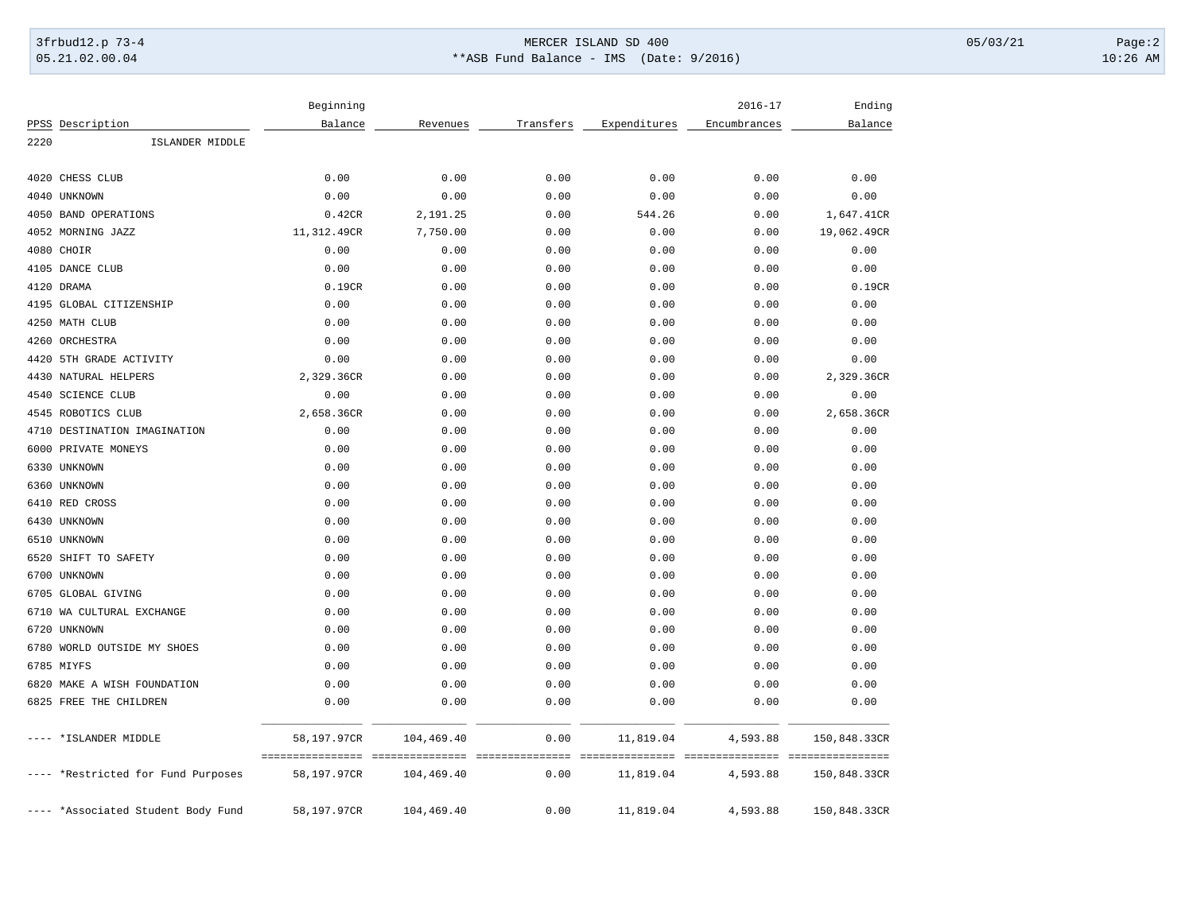| PPSS | Description | Beginning Balance | Revenues | Transfers | Expenditures | 2016-17 Encumbrances | Ending Balance |
|---|---|---|---|---|---|---|---|
| 2220 | ISLANDER MIDDLE | | | | | | |
| 4020 | CHESS CLUB | 0.00 | 0.00 | 0.00 | 0.00 | 0.00 | 0.00 |
| 4040 | UNKNOWN | 0.00 | 0.00 | 0.00 | 0.00 | 0.00 | 0.00 |
| 4050 | BAND OPERATIONS | 0.42CR | 2,191.25 | 0.00 | 544.26 | 0.00 | 1,647.41CR |
| 4052 | MORNING JAZZ | 11,312.49CR | 7,750.00 | 0.00 | 0.00 | 0.00 | 19,062.49CR |
| 4080 | CHOIR | 0.00 | 0.00 | 0.00 | 0.00 | 0.00 | 0.00 |
| 4105 | DANCE CLUB | 0.00 | 0.00 | 0.00 | 0.00 | 0.00 | 0.00 |
| 4120 | DRAMA | 0.19CR | 0.00 | 0.00 | 0.00 | 0.00 | 0.19CR |
| 4195 | GLOBAL CITIZENSHIP | 0.00 | 0.00 | 0.00 | 0.00 | 0.00 | 0.00 |
| 4250 | MATH CLUB | 0.00 | 0.00 | 0.00 | 0.00 | 0.00 | 0.00 |
| 4260 | ORCHESTRA | 0.00 | 0.00 | 0.00 | 0.00 | 0.00 | 0.00 |
| 4420 | 5TH GRADE ACTIVITY | 0.00 | 0.00 | 0.00 | 0.00 | 0.00 | 0.00 |
| 4430 | NATURAL HELPERS | 2,329.36CR | 0.00 | 0.00 | 0.00 | 0.00 | 2,329.36CR |
| 4540 | SCIENCE CLUB | 0.00 | 0.00 | 0.00 | 0.00 | 0.00 | 0.00 |
| 4545 | ROBOTICS CLUB | 2,658.36CR | 0.00 | 0.00 | 0.00 | 0.00 | 2,658.36CR |
| 4710 | DESTINATION IMAGINATION | 0.00 | 0.00 | 0.00 | 0.00 | 0.00 | 0.00 |
| 6000 | PRIVATE MONEYS | 0.00 | 0.00 | 0.00 | 0.00 | 0.00 | 0.00 |
| 6330 | UNKNOWN | 0.00 | 0.00 | 0.00 | 0.00 | 0.00 | 0.00 |
| 6360 | UNKNOWN | 0.00 | 0.00 | 0.00 | 0.00 | 0.00 | 0.00 |
| 6410 | RED CROSS | 0.00 | 0.00 | 0.00 | 0.00 | 0.00 | 0.00 |
| 6430 | UNKNOWN | 0.00 | 0.00 | 0.00 | 0.00 | 0.00 | 0.00 |
| 6510 | UNKNOWN | 0.00 | 0.00 | 0.00 | 0.00 | 0.00 | 0.00 |
| 6520 | SHIFT TO SAFETY | 0.00 | 0.00 | 0.00 | 0.00 | 0.00 | 0.00 |
| 6700 | UNKNOWN | 0.00 | 0.00 | 0.00 | 0.00 | 0.00 | 0.00 |
| 6705 | GLOBAL GIVING | 0.00 | 0.00 | 0.00 | 0.00 | 0.00 | 0.00 |
| 6710 | WA CULTURAL EXCHANGE | 0.00 | 0.00 | 0.00 | 0.00 | 0.00 | 0.00 |
| 6720 | UNKNOWN | 0.00 | 0.00 | 0.00 | 0.00 | 0.00 | 0.00 |
| 6780 | WORLD OUTSIDE MY SHOES | 0.00 | 0.00 | 0.00 | 0.00 | 0.00 | 0.00 |
| 6785 | MIYFS | 0.00 | 0.00 | 0.00 | 0.00 | 0.00 | 0.00 |
| 6820 | MAKE A WISH FOUNDATION | 0.00 | 0.00 | 0.00 | 0.00 | 0.00 | 0.00 |
| 6825 | FREE THE CHILDREN | 0.00 | 0.00 | 0.00 | 0.00 | 0.00 | 0.00 |
| ---- | *ISLANDER MIDDLE | 58,197.97CR | 104,469.40 | 0.00 | 11,819.04 | 4,593.88 | 150,848.33CR |
| ---- | *Restricted for Fund Purposes | 58,197.97CR | 104,469.40 | 0.00 | 11,819.04 | 4,593.88 | 150,848.33CR |
| ---- | *Associated Student Body Fund | 58,197.97CR | 104,469.40 | 0.00 | 11,819.04 | 4,593.88 | 150,848.33CR |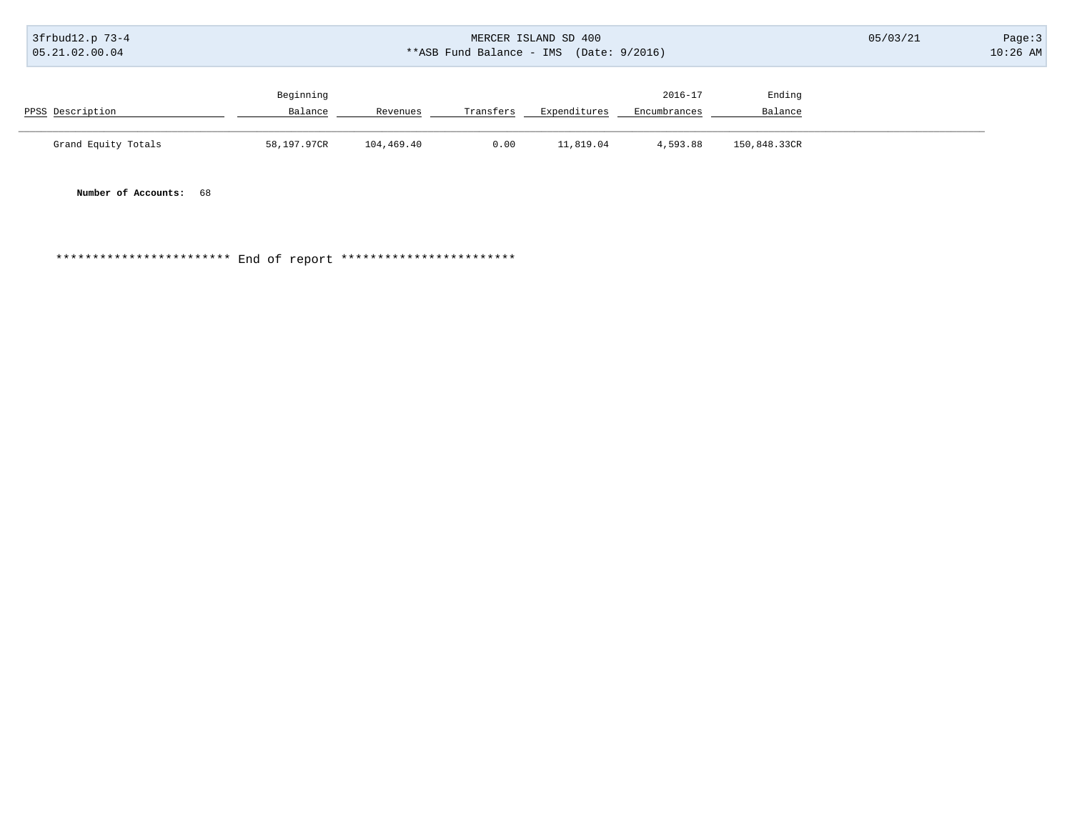| PPSS | Description | Beginning Balance | Revenues | Transfers | Expenditures | 2016-17 Encumbrances | Ending Balance |
|---|---|---|---|---|---|---|---|
| | Grand Equity Totals | 58,197.97CR | 104,469.40 | 0.00 | 11,819.04 | 4,593.88 | 150,848.33CR |

**Number of Accounts:** 68

************************ End of report ************************